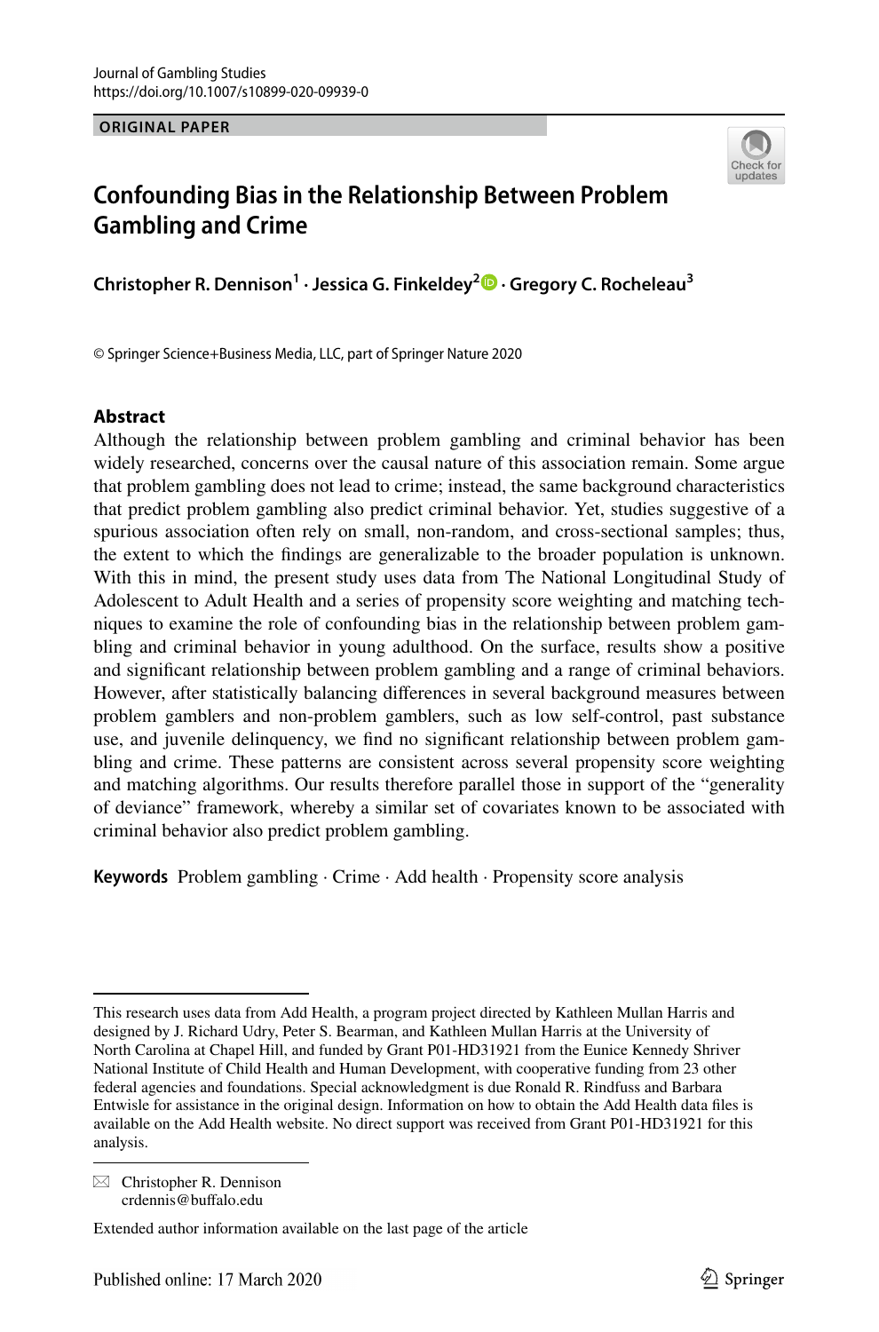Journal of Gambling Studies
https://doi.org/10.1007/s10899-020-09939-0

**ORIGINAL PAPER**

# Confounding Bias in the Relationship Between Problem Gambling and Crime

**Christopher R. Dennison[1] · Jessica G. Finkeldey[2] · Gregory C. Rocheleau[3]**

© Springer Science+Business Media, LLC, part of Springer Nature 2020

## Abstract

Although the relationship between problem gambling and criminal behavior has been widely researched, concerns over the causal nature of this association remain. Some argue that problem gambling does not lead to crime; instead, the same background characteristics that predict problem gambling also predict criminal behavior. Yet, studies suggestive of a spurious association often rely on small, non-random, and cross-sectional samples; thus, the extent to which the findings are generalizable to the broader population is unknown. With this in mind, the present study uses data from The National Longitudinal Study of Adolescent to Adult Health and a series of propensity score weighting and matching techniques to examine the role of confounding bias in the relationship between problem gambling and criminal behavior in young adulthood. On the surface, results show a positive and significant relationship between problem gambling and a range of criminal behaviors. However, after statistically balancing differences in several background measures between problem gamblers and non-problem gamblers, such as low self-control, past substance use, and juvenile delinquency, we find no significant relationship between problem gambling and crime. These patterns are consistent across several propensity score weighting and matching algorithms. Our results therefore parallel those in support of the "generality of deviance" framework, whereby a similar set of covariates known to be associated with criminal behavior also predict problem gambling.

**Keywords** Problem gambling · Crime · Add health · Propensity score analysis

---

This research uses data from Add Health, a program project directed by Kathleen Mullan Harris and designed by J. Richard Udry, Peter S. Bearman, and Kathleen Mullan Harris at the University of North Carolina at Chapel Hill, and funded by Grant P01-HD31921 from the Eunice Kennedy Shriver National Institute of Child Health and Human Development, with cooperative funding from 23 other federal agencies and foundations. Special acknowledgment is due Ronald R. Rindfuss and Barbara Entwisle for assistance in the original design. Information on how to obtain the Add Health data files is available on the Add Health website. No direct support was received from Grant P01-HD31921 for this analysis.

✉ Christopher R. Dennison
crdennis@buffalo.edu

Extended author information available on the last page of the article

Published online: 17 March 2020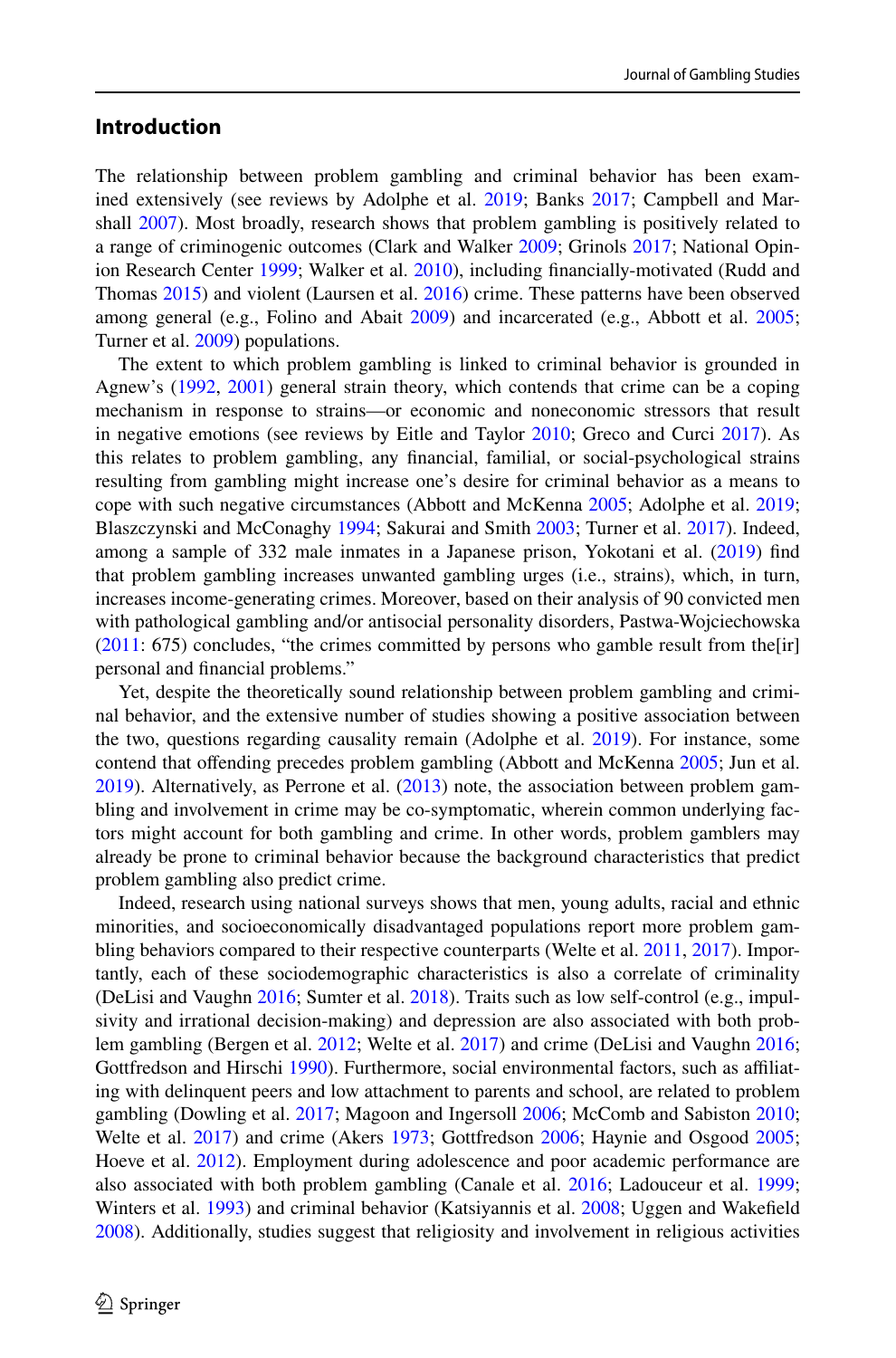## Introduction

The relationship between problem gambling and criminal behavior has been examined extensively (see reviews by Adolphe et al. 2019; Banks 2017; Campbell and Marshall 2007). Most broadly, research shows that problem gambling is positively related to a range of criminogenic outcomes (Clark and Walker 2009; Grinols 2017; National Opinion Research Center 1999; Walker et al. 2010), including financially-motivated (Rudd and Thomas 2015) and violent (Laursen et al. 2016) crime. These patterns have been observed among general (e.g., Folino and Abait 2009) and incarcerated (e.g., Abbott et al. 2005; Turner et al. 2009) populations.

The extent to which problem gambling is linked to criminal behavior is grounded in Agnew's (1992, 2001) general strain theory, which contends that crime can be a coping mechanism in response to strains—or economic and noneconomic stressors that result in negative emotions (see reviews by Eitle and Taylor 2010; Greco and Curci 2017). As this relates to problem gambling, any financial, familial, or social-psychological strains resulting from gambling might increase one's desire for criminal behavior as a means to cope with such negative circumstances (Abbott and McKenna 2005; Adolphe et al. 2019; Blaszczynski and McConaghy 1994; Sakurai and Smith 2003; Turner et al. 2017). Indeed, among a sample of 332 male inmates in a Japanese prison, Yokotani et al. (2019) find that problem gambling increases unwanted gambling urges (i.e., strains), which, in turn, increases income-generating crimes. Moreover, based on their analysis of 90 convicted men with pathological gambling and/or antisocial personality disorders, Pastwa-Wojciechowska (2011: 675) concludes, "the crimes committed by persons who gamble result from the[ir] personal and financial problems."

Yet, despite the theoretically sound relationship between problem gambling and criminal behavior, and the extensive number of studies showing a positive association between the two, questions regarding causality remain (Adolphe et al. 2019). For instance, some contend that offending precedes problem gambling (Abbott and McKenna 2005; Jun et al. 2019). Alternatively, as Perrone et al. (2013) note, the association between problem gambling and involvement in crime may be co-symptomatic, wherein common underlying factors might account for both gambling and crime. In other words, problem gamblers may already be prone to criminal behavior because the background characteristics that predict problem gambling also predict crime.

Indeed, research using national surveys shows that men, young adults, racial and ethnic minorities, and socioeconomically disadvantaged populations report more problem gambling behaviors compared to their respective counterparts (Welte et al. 2011, 2017). Importantly, each of these sociodemographic characteristics is also a correlate of criminality (DeLisi and Vaughn 2016; Sumter et al. 2018). Traits such as low self-control (e.g., impulsivity and irrational decision-making) and depression are also associated with both problem gambling (Bergen et al. 2012; Welte et al. 2017) and crime (DeLisi and Vaughn 2016; Gottfredson and Hirschi 1990). Furthermore, social environmental factors, such as affiliating with delinquent peers and low attachment to parents and school, are related to problem gambling (Dowling et al. 2017; Magoon and Ingersoll 2006; McComb and Sabiston 2010; Welte et al. 2017) and crime (Akers 1973; Gottfredson 2006; Haynie and Osgood 2005; Hoeve et al. 2012). Employment during adolescence and poor academic performance are also associated with both problem gambling (Canale et al. 2016; Ladouceur et al. 1999; Winters et al. 1993) and criminal behavior (Katsiyannis et al. 2008; Uggen and Wakefield 2008). Additionally, studies suggest that religiosity and involvement in religious activities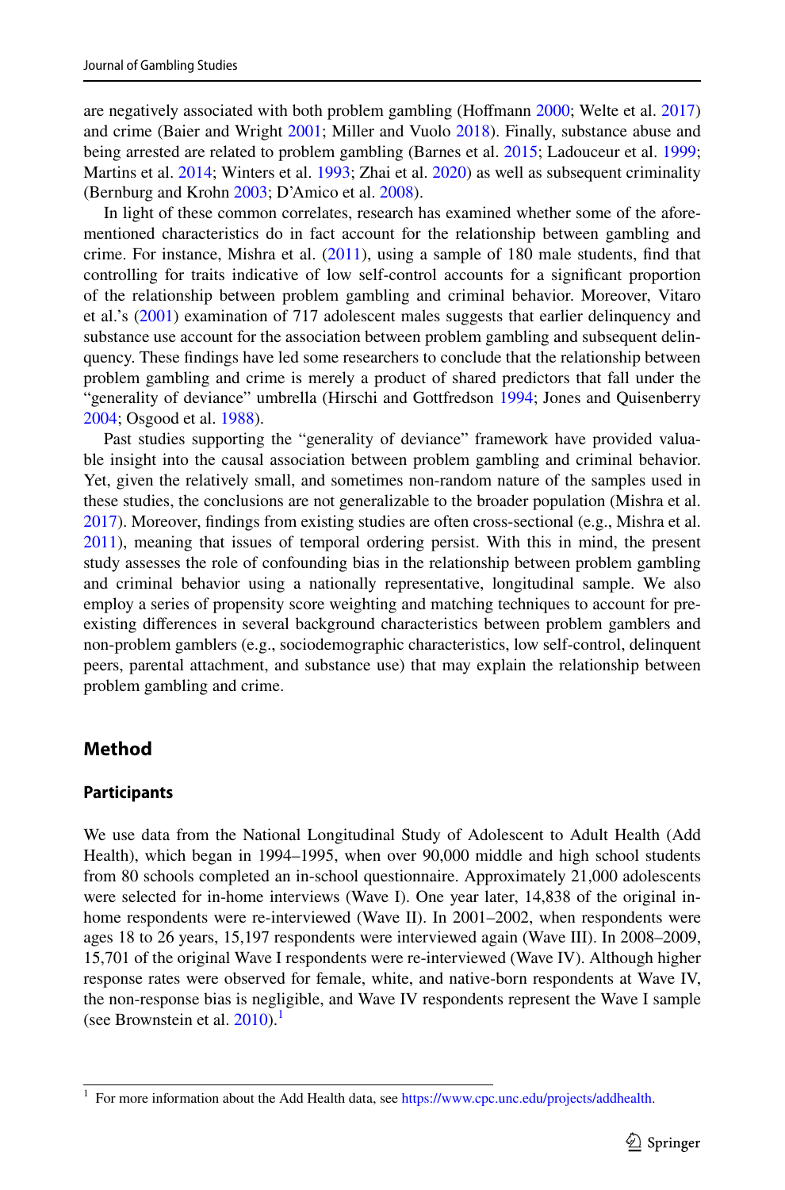are negatively associated with both problem gambling (Hoffmann 2000; Welte et al. 2017) and crime (Baier and Wright 2001; Miller and Vuolo 2018). Finally, substance abuse and being arrested are related to problem gambling (Barnes et al. 2015; Ladouceur et al. 1999; Martins et al. 2014; Winters et al. 1993; Zhai et al. 2020) as well as subsequent criminality (Bernburg and Krohn 2003; D'Amico et al. 2008).

In light of these common correlates, research has examined whether some of the aforementioned characteristics do in fact account for the relationship between gambling and crime. For instance, Mishra et al. (2011), using a sample of 180 male students, find that controlling for traits indicative of low self-control accounts for a significant proportion of the relationship between problem gambling and criminal behavior. Moreover, Vitaro et al.'s (2001) examination of 717 adolescent males suggests that earlier delinquency and substance use account for the association between problem gambling and subsequent delinquency. These findings have led some researchers to conclude that the relationship between problem gambling and crime is merely a product of shared predictors that fall under the "generality of deviance" umbrella (Hirschi and Gottfredson 1994; Jones and Quisenberry 2004; Osgood et al. 1988).

Past studies supporting the "generality of deviance" framework have provided valuable insight into the causal association between problem gambling and criminal behavior. Yet, given the relatively small, and sometimes non-random nature of the samples used in these studies, the conclusions are not generalizable to the broader population (Mishra et al. 2017). Moreover, findings from existing studies are often cross-sectional (e.g., Mishra et al. 2011), meaning that issues of temporal ordering persist. With this in mind, the present study assesses the role of confounding bias in the relationship between problem gambling and criminal behavior using a nationally representative, longitudinal sample. We also employ a series of propensity score weighting and matching techniques to account for preexisting differences in several background characteristics between problem gamblers and non-problem gamblers (e.g., sociodemographic characteristics, low self-control, delinquent peers, parental attachment, and substance use) that may explain the relationship between problem gambling and crime.

## Method

### Participants

We use data from the National Longitudinal Study of Adolescent to Adult Health (Add Health), which began in 1994–1995, when over 90,000 middle and high school students from 80 schools completed an in-school questionnaire. Approximately 21,000 adolescents were selected for in-home interviews (Wave I). One year later, 14,838 of the original in-home respondents were re-interviewed (Wave II). In 2001–2002, when respondents were ages 18 to 26 years, 15,197 respondents were interviewed again (Wave III). In 2008–2009, 15,701 of the original Wave I respondents were re-interviewed (Wave IV). Although higher response rates were observed for female, white, and native-born respondents at Wave IV, the non-response bias is negligible, and Wave IV respondents represent the Wave I sample (see Brownstein et al. 2010).[1]

[1] For more information about the Add Health data, see https://www.cpc.unc.edu/projects/addhealth.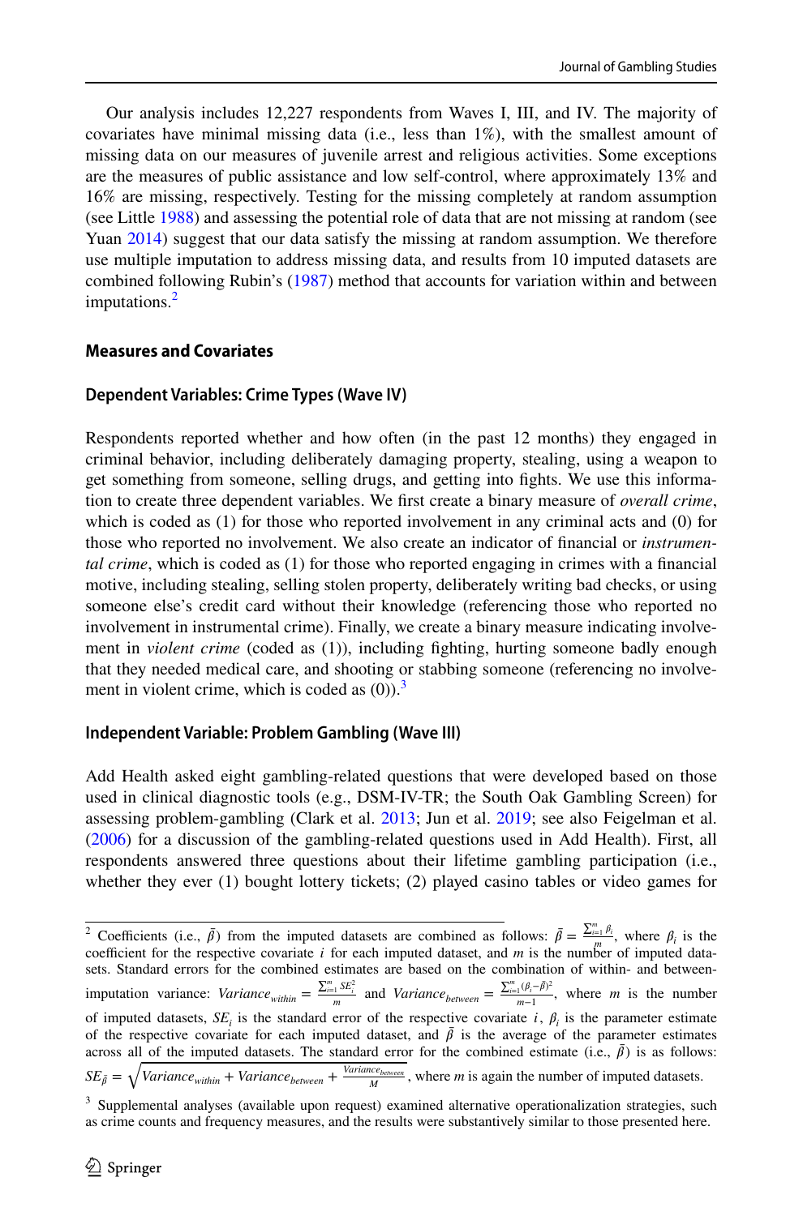Our analysis includes 12,227 respondents from Waves I, III, and IV. The majority of covariates have minimal missing data (i.e., less than 1%), with the smallest amount of missing data on our measures of juvenile arrest and religious activities. Some exceptions are the measures of public assistance and low self-control, where approximately 13% and 16% are missing, respectively. Testing for the missing completely at random assumption (see Little 1988) and assessing the potential role of data that are not missing at random (see Yuan 2014) suggest that our data satisfy the missing at random assumption. We therefore use multiple imputation to address missing data, and results from 10 imputed datasets are combined following Rubin's (1987) method that accounts for variation within and between imputations.[2]

## Measures and Covariates

### Dependent Variables: Crime Types (Wave IV)

Respondents reported whether and how often (in the past 12 months) they engaged in criminal behavior, including deliberately damaging property, stealing, using a weapon to get something from someone, selling drugs, and getting into fights. We use this information to create three dependent variables. We first create a binary measure of *overall crime*, which is coded as (1) for those who reported involvement in any criminal acts and (0) for those who reported no involvement. We also create an indicator of financial or *instrumental crime*, which is coded as (1) for those who reported engaging in crimes with a financial motive, including stealing, selling stolen property, deliberately writing bad checks, or using someone else's credit card without their knowledge (referencing those who reported no involvement in instrumental crime). Finally, we create a binary measure indicating involvement in *violent crime* (coded as (1)), including fighting, hurting someone badly enough that they needed medical care, and shooting or stabbing someone (referencing no involvement in violent crime, which is coded as (0)).[3]

### Independent Variable: Problem Gambling (Wave III)

Add Health asked eight gambling-related questions that were developed based on those used in clinical diagnostic tools (e.g., DSM-IV-TR; the South Oak Gambling Screen) for assessing problem-gambling (Clark et al. 2013; Jun et al. 2019; see also Feigelman et al. (2006) for a discussion of the gambling-related questions used in Add Health). First, all respondents answered three questions about their lifetime gambling participation (i.e., whether they ever (1) bought lottery tickets; (2) played casino tables or video games for

---

[2] Coefficients (i.e., $\bar{\beta}$) from the imputed datasets are combined as follows: $\bar{\beta} = \frac{\sum_{i=1}^{m} \beta_i}{m}$, where $\beta_i$ is the coefficient for the respective covariate $i$ for each imputed dataset, and $m$ is the number of imputed datasets. Standard errors for the combined estimates are based on the combination of within- and between-imputation variance: $Variance_{within} = \frac{\sum_{i=1}^{m} SE_i^2}{m}$ and $Variance_{between} = \frac{\sum_{i=1}^{m} (\beta_i - \bar{\beta})^2}{m-1}$, where $m$ is the number of imputed datasets, $SE_i$ is the standard error of the respective covariate $i$, $\beta_i$ is the parameter estimate of the respective covariate for each imputed dataset, and $\bar{\beta}$ is the average of the parameter estimates across all of the imputed datasets. The standard error for the combined estimate (i.e., $\bar{\beta}$) is as follows: $SE_{\bar{\beta}} = \sqrt{Variance_{within} + Variance_{between} + \frac{Variance_{between}}{M}}$, where $m$ is again the number of imputed datasets.

[3] Supplemental analyses (available upon request) examined alternative operationalization strategies, such as crime counts and frequency measures, and the results were substantively similar to those presented here.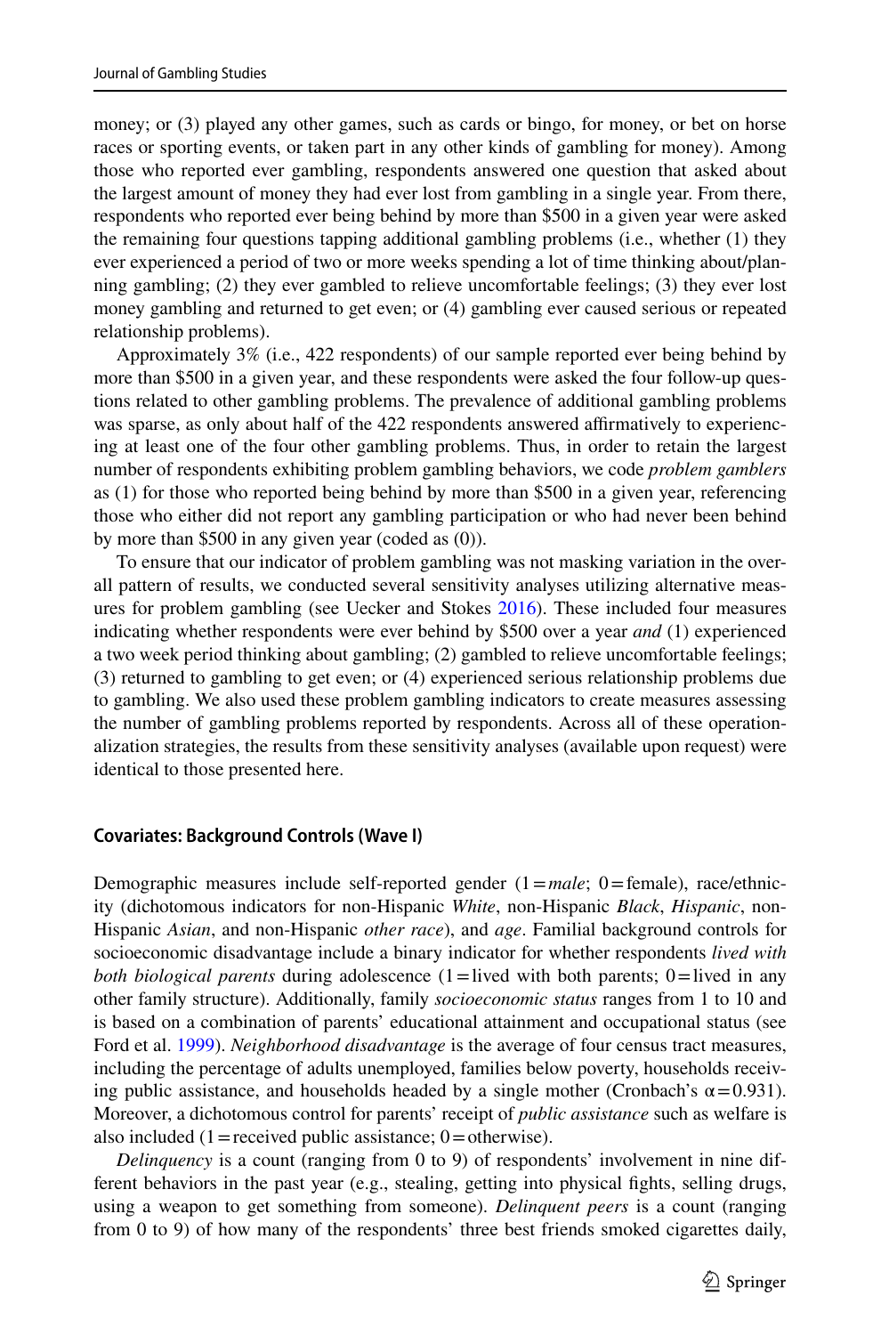money; or (3) played any other games, such as cards or bingo, for money, or bet on horse races or sporting events, or taken part in any other kinds of gambling for money). Among those who reported ever gambling, respondents answered one question that asked about the largest amount of money they had ever lost from gambling in a single year. From there, respondents who reported ever being behind by more than $500 in a given year were asked the remaining four questions tapping additional gambling problems (i.e., whether (1) they ever experienced a period of two or more weeks spending a lot of time thinking about/planning gambling; (2) they ever gambled to relieve uncomfortable feelings; (3) they ever lost money gambling and returned to get even; or (4) gambling ever caused serious or repeated relationship problems).

Approximately 3% (i.e., 422 respondents) of our sample reported ever being behind by more than $500 in a given year, and these respondents were asked the four follow-up questions related to other gambling problems. The prevalence of additional gambling problems was sparse, as only about half of the 422 respondents answered affirmatively to experiencing at least one of the four other gambling problems. Thus, in order to retain the largest number of respondents exhibiting problem gambling behaviors, we code *problem gamblers* as (1) for those who reported being behind by more than $500 in a given year, referencing those who either did not report any gambling participation or who had never been behind by more than $500 in any given year (coded as (0)).

To ensure that our indicator of problem gambling was not masking variation in the overall pattern of results, we conducted several sensitivity analyses utilizing alternative measures for problem gambling (see Uecker and Stokes 2016). These included four measures indicating whether respondents were ever behind by $500 over a year *and* (1) experienced a two week period thinking about gambling; (2) gambled to relieve uncomfortable feelings; (3) returned to gambling to get even; or (4) experienced serious relationship problems due to gambling. We also used these problem gambling indicators to create measures assessing the number of gambling problems reported by respondents. Across all of these operationalization strategies, the results from these sensitivity analyses (available upon request) were identical to those presented here.

### Covariates: Background Controls (Wave I)

Demographic measures include self-reported gender (1 = *male*; 0 = female), race/ethnicity (dichotomous indicators for non-Hispanic *White*, non-Hispanic *Black*, *Hispanic*, non-Hispanic *Asian*, and non-Hispanic *other race*), and *age*. Familial background controls for socioeconomic disadvantage include a binary indicator for whether respondents *lived with both biological parents* during adolescence (1 = lived with both parents; 0 = lived in any other family structure). Additionally, family *socioeconomic status* ranges from 1 to 10 and is based on a combination of parents' educational attainment and occupational status (see Ford et al. 1999). *Neighborhood disadvantage* is the average of four census tract measures, including the percentage of adults unemployed, families below poverty, households receiving public assistance, and households headed by a single mother (Cronbach's $\alpha = 0.931$). Moreover, a dichotomous control for parents' receipt of *public assistance* such as welfare is also included (1 = received public assistance; 0 = otherwise).

*Delinquency* is a count (ranging from 0 to 9) of respondents' involvement in nine different behaviors in the past year (e.g., stealing, getting into physical fights, selling drugs, using a weapon to get something from someone). *Delinquent peers* is a count (ranging from 0 to 9) of how many of the respondents' three best friends smoked cigarettes daily,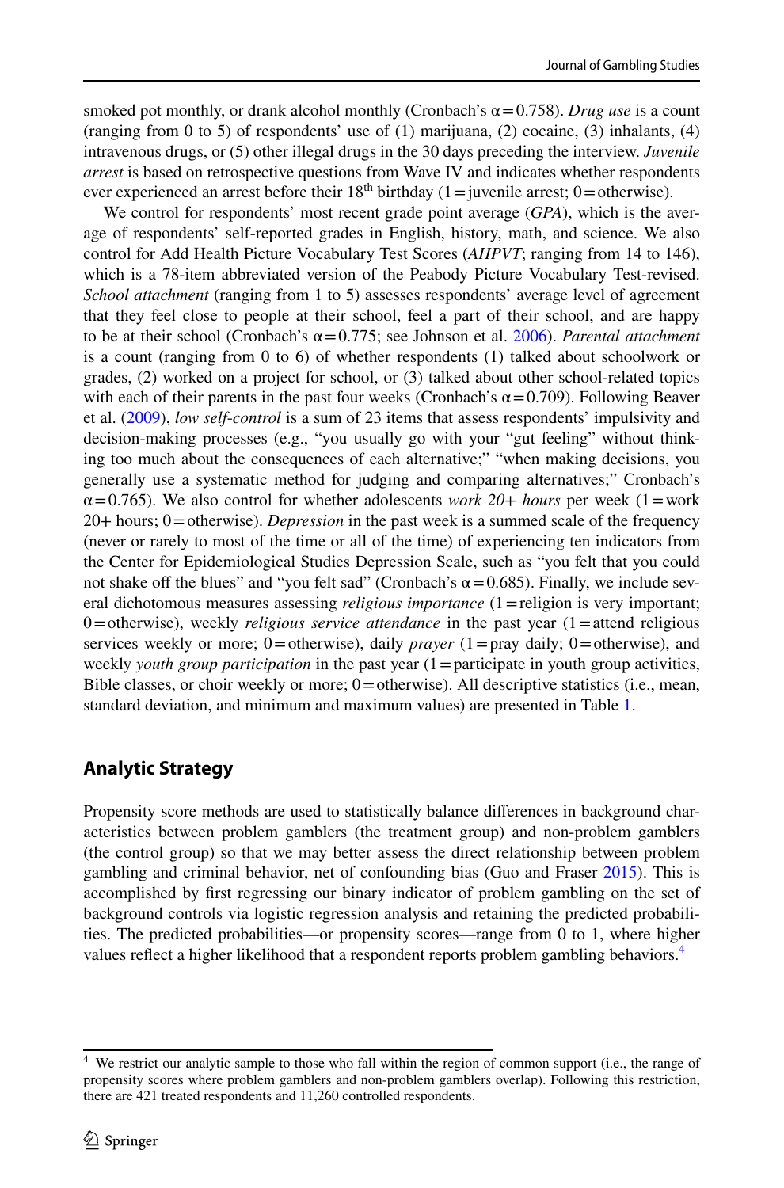smoked pot monthly, or drank alcohol monthly (Cronbach's α = 0.758). *Drug use* is a count (ranging from 0 to 5) of respondents' use of (1) marijuana, (2) cocaine, (3) inhalants, (4) intravenous drugs, or (5) other illegal drugs in the 30 days preceding the interview. *Juvenile arrest* is based on retrospective questions from Wave IV and indicates whether respondents ever experienced an arrest before their 18th birthday (1 = juvenile arrest; 0 = otherwise).

We control for respondents' most recent grade point average (*GPA*), which is the average of respondents' self-reported grades in English, history, math, and science. We also control for Add Health Picture Vocabulary Test Scores (*AHPVT*; ranging from 14 to 146), which is a 78-item abbreviated version of the Peabody Picture Vocabulary Test-revised. *School attachment* (ranging from 1 to 5) assesses respondents' average level of agreement that they feel close to people at their school, feel a part of their school, and are happy to be at their school (Cronbach's α = 0.775; see Johnson et al. 2006). *Parental attachment* is a count (ranging from 0 to 6) of whether respondents (1) talked about schoolwork or grades, (2) worked on a project for school, or (3) talked about other school-related topics with each of their parents in the past four weeks (Cronbach's α = 0.709). Following Beaver et al. (2009), *low self-control* is a sum of 23 items that assess respondents' impulsivity and decision-making processes (e.g., "you usually go with your "gut feeling" without thinking too much about the consequences of each alternative;" "when making decisions, you generally use a systematic method for judging and comparing alternatives;" Cronbach's α = 0.765). We also control for whether adolescents *work 20+ hours* per week (1 = work 20+ hours; 0 = otherwise). *Depression* in the past week is a summed scale of the frequency (never or rarely to most of the time or all of the time) of experiencing ten indicators from the Center for Epidemiological Studies Depression Scale, such as "you felt that you could not shake off the blues" and "you felt sad" (Cronbach's α = 0.685). Finally, we include several dichotomous measures assessing *religious importance* (1 = religion is very important; 0 = otherwise), weekly *religious service attendance* in the past year (1 = attend religious services weekly or more; 0 = otherwise), daily *prayer* (1 = pray daily; 0 = otherwise), and weekly *youth group participation* in the past year (1 = participate in youth group activities, Bible classes, or choir weekly or more; 0 = otherwise). All descriptive statistics (i.e., mean, standard deviation, and minimum and maximum values) are presented in Table 1.

## Analytic Strategy

Propensity score methods are used to statistically balance differences in background characteristics between problem gamblers (the treatment group) and non-problem gamblers (the control group) so that we may better assess the direct relationship between problem gambling and criminal behavior, net of confounding bias (Guo and Fraser 2015). This is accomplished by first regressing our binary indicator of problem gambling on the set of background controls via logistic regression analysis and retaining the predicted probabilities. The predicted probabilities—or propensity scores—range from 0 to 1, where higher values reflect a higher likelihood that a respondent reports problem gambling behaviors.[4]

---

[4] We restrict our analytic sample to those who fall within the region of common support (i.e., the range of propensity scores where problem gamblers and non-problem gamblers overlap). Following this restriction, there are 421 treated respondents and 11,260 controlled respondents.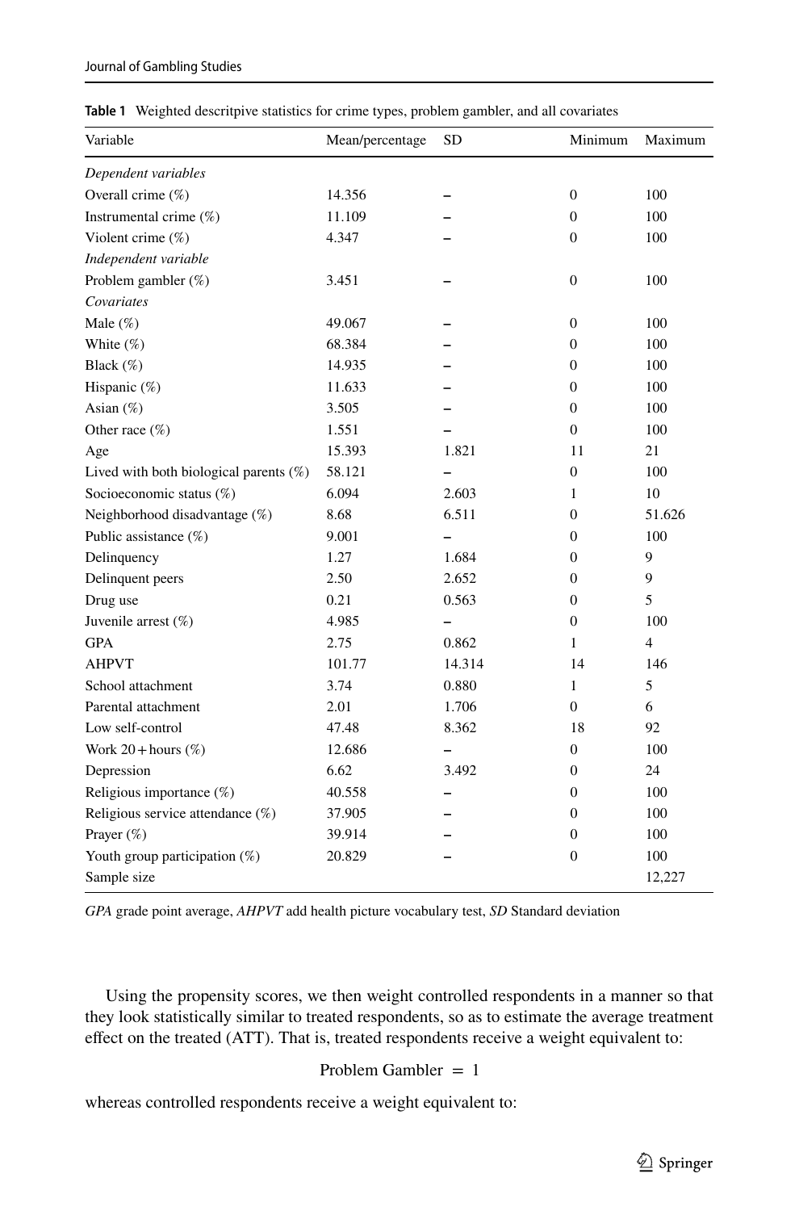**Table 1** Weighted descritpive statistics for crime types, problem gambler, and all covariates

| Variable | Mean/percentage | SD | Minimum | Maximum |
|---|---|---|---|---|
| *Dependent variables* | | | | |
| Overall crime (%) | 14.356 | – | 0 | 100 |
| Instrumental crime (%) | 11.109 | – | 0 | 100 |
| Violent crime (%) | 4.347 | – | 0 | 100 |
| *Independent variable* | | | | |
| Problem gambler (%) | 3.451 | – | 0 | 100 |
| *Covariates* | | | | |
| Male (%) | 49.067 | – | 0 | 100 |
| White (%) | 68.384 | – | 0 | 100 |
| Black (%) | 14.935 | – | 0 | 100 |
| Hispanic (%) | 11.633 | – | 0 | 100 |
| Asian (%) | 3.505 | – | 0 | 100 |
| Other race (%) | 1.551 | – | 0 | 100 |
| Age | 15.393 | 1.821 | 11 | 21 |
| Lived with both biological parents (%) | 58.121 | – | 0 | 100 |
| Socioeconomic status (%) | 6.094 | 2.603 | 1 | 10 |
| Neighborhood disadvantage (%) | 8.68 | 6.511 | 0 | 51.626 |
| Public assistance (%) | 9.001 | – | 0 | 100 |
| Delinquency | 1.27 | 1.684 | 0 | 9 |
| Delinquent peers | 2.50 | 2.652 | 0 | 9 |
| Drug use | 0.21 | 0.563 | 0 | 5 |
| Juvenile arrest (%) | 4.985 | – | 0 | 100 |
| GPA | 2.75 | 0.862 | 1 | 4 |
| AHPVT | 101.77 | 14.314 | 14 | 146 |
| School attachment | 3.74 | 0.880 | 1 | 5 |
| Parental attachment | 2.01 | 1.706 | 0 | 6 |
| Low self-control | 47.48 | 8.362 | 18 | 92 |
| Work 20+hours (%) | 12.686 | – | 0 | 100 |
| Depression | 6.62 | 3.492 | 0 | 24 |
| Religious importance (%) | 40.558 | – | 0 | 100 |
| Religious service attendance (%) | 37.905 | – | 0 | 100 |
| Prayer (%) | 39.914 | – | 0 | 100 |
| Youth group participation (%) | 20.829 | – | 0 | 100 |
| Sample size | | | | 12,227 |

*GPA* grade point average, *AHPVT* add health picture vocabulary test, *SD* Standard deviation

Using the propensity scores, we then weight controlled respondents in a manner so that they look statistically similar to treated respondents, so as to estimate the average treatment effect on the treated (ATT). That is, treated respondents receive a weight equivalent to:

$$\text{Problem Gambler} = 1$$

whereas controlled respondents receive a weight equivalent to: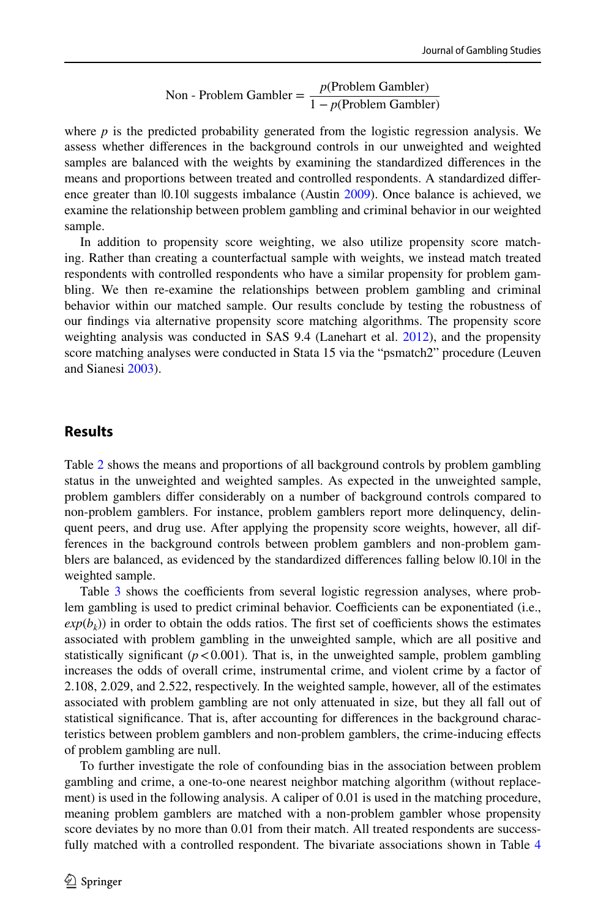$$\text{Non - Problem Gambler} = \frac{p(\text{Problem Gambler})}{1 - p(\text{Problem Gambler})}$$

where $p$ is the predicted probability generated from the logistic regression analysis. We assess whether differences in the background controls in our unweighted and weighted samples are balanced with the weights by examining the standardized differences in the means and proportions between treated and controlled respondents. A standardized difference greater than |0.10| suggests imbalance (Austin 2009). Once balance is achieved, we examine the relationship between problem gambling and criminal behavior in our weighted sample.

In addition to propensity score weighting, we also utilize propensity score matching. Rather than creating a counterfactual sample with weights, we instead match treated respondents with controlled respondents who have a similar propensity for problem gambling. We then re-examine the relationships between problem gambling and criminal behavior within our matched sample. Our results conclude by testing the robustness of our findings via alternative propensity score matching algorithms. The propensity score weighting analysis was conducted in SAS 9.4 (Lanehart et al. 2012), and the propensity score matching analyses were conducted in Stata 15 via the "psmatch2" procedure (Leuven and Sianesi 2003).

## Results

Table 2 shows the means and proportions of all background controls by problem gambling status in the unweighted and weighted samples. As expected in the unweighted sample, problem gamblers differ considerably on a number of background controls compared to non-problem gamblers. For instance, problem gamblers report more delinquency, delinquent peers, and drug use. After applying the propensity score weights, however, all differences in the background controls between problem gamblers and non-problem gamblers are balanced, as evidenced by the standardized differences falling below |0.10| in the weighted sample.

Table 3 shows the coefficients from several logistic regression analyses, where problem gambling is used to predict criminal behavior. Coefficients can be exponentiated (i.e., $exp(b_k)$) in order to obtain the odds ratios. The first set of coefficients shows the estimates associated with problem gambling in the unweighted sample, which are all positive and statistically significant ($p < 0.001$). That is, in the unweighted sample, problem gambling increases the odds of overall crime, instrumental crime, and violent crime by a factor of 2.108, 2.029, and 2.522, respectively. In the weighted sample, however, all of the estimates associated with problem gambling are not only attenuated in size, but they all fall out of statistical significance. That is, after accounting for differences in the background characteristics between problem gamblers and non-problem gamblers, the crime-inducing effects of problem gambling are null.

To further investigate the role of confounding bias in the association between problem gambling and crime, a one-to-one nearest neighbor matching algorithm (without replacement) is used in the following analysis. A caliper of 0.01 is used in the matching procedure, meaning problem gamblers are matched with a non-problem gambler whose propensity score deviates by no more than 0.01 from their match. All treated respondents are successfully matched with a controlled respondent. The bivariate associations shown in Table 4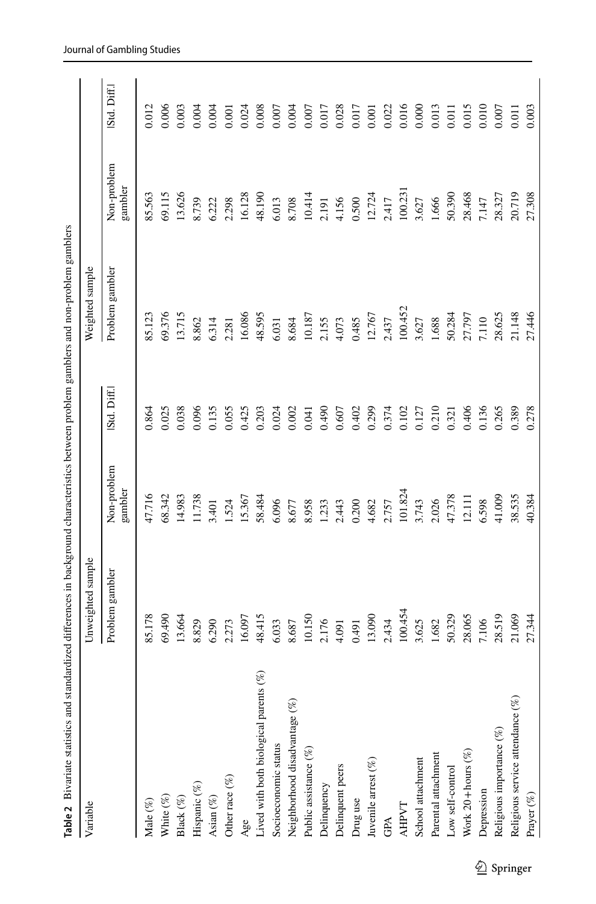**Table 2** Bivariate statistics and standardized differences in background characteristics between problem gamblers and non-problem gamblers

| Variable | Unweighted sample | | | Weighted sample | | |
|---|---|---|---|---|---|---|
| | Problem gambler | Non-problem gambler | \|Std. Diff.\| | Problem gambler | Non-problem gambler | \|Std. Diff.\| |
| Male (%) | 85.178 | 47.716 | 0.864 | 85.123 | 85.563 | 0.012 |
| White (%) | 69.490 | 68.342 | 0.025 | 69.376 | 69.115 | 0.006 |
| Black (%) | 13.664 | 14.983 | 0.038 | 13.715 | 13.626 | 0.003 |
| Hispanic (%) | 8.829 | 11.738 | 0.096 | 8.862 | 8.739 | 0.004 |
| Asian (%) | 6.290 | 3.401 | 0.135 | 6.314 | 6.222 | 0.004 |
| Other race (%) | 2.273 | 1.524 | 0.055 | 2.281 | 2.298 | 0.001 |
| Age | 16.097 | 15.367 | 0.425 | 16.086 | 16.128 | 0.024 |
| Lived with both biological parents (%) | 48.415 | 58.484 | 0.203 | 48.595 | 48.190 | 0.008 |
| Socioeconomic status | 6.033 | 6.096 | 0.024 | 6.031 | 6.013 | 0.007 |
| Neighborhood disadvantage (%) | 8.687 | 8.677 | 0.002 | 8.684 | 8.708 | 0.004 |
| Public assistance (%) | 10.150 | 8.958 | 0.041 | 10.187 | 10.414 | 0.007 |
| Delinquency | 2.176 | 1.233 | 0.490 | 2.155 | 2.191 | 0.017 |
| Delinquent peers | 4.091 | 2.443 | 0.607 | 4.073 | 4.156 | 0.028 |
| Drug use | 0.491 | 0.200 | 0.402 | 0.485 | 0.500 | 0.017 |
| Juvenile arrest (%) | 13.090 | 4.682 | 0.299 | 12.767 | 12.724 | 0.001 |
| GPA | 2.434 | 2.757 | 0.374 | 2.437 | 2.417 | 0.022 |
| AHPVT | 100.454 | 101.824 | 0.102 | 100.452 | 100.231 | 0.016 |
| School attachment | 3.625 | 3.743 | 0.127 | 3.627 | 3.627 | 0.000 |
| Parental attachment | 1.682 | 2.026 | 0.210 | 1.688 | 1.666 | 0.013 |
| Low self-control | 50.329 | 47.378 | 0.321 | 50.284 | 50.390 | 0.011 |
| Work 20 + hours (%) | 28.065 | 12.111 | 0.406 | 27.797 | 28.468 | 0.015 |
| Depression | 7.106 | 6.598 | 0.136 | 7.110 | 7.147 | 0.010 |
| Religious importance (%) | 28.519 | 41.009 | 0.265 | 28.625 | 28.327 | 0.007 |
| Religious service attendance (%) | 21.069 | 38.535 | 0.389 | 21.148 | 20.719 | 0.011 |
| Prayer (%) | 27.344 | 40.384 | 0.278 | 27.446 | 27.308 | 0.003 |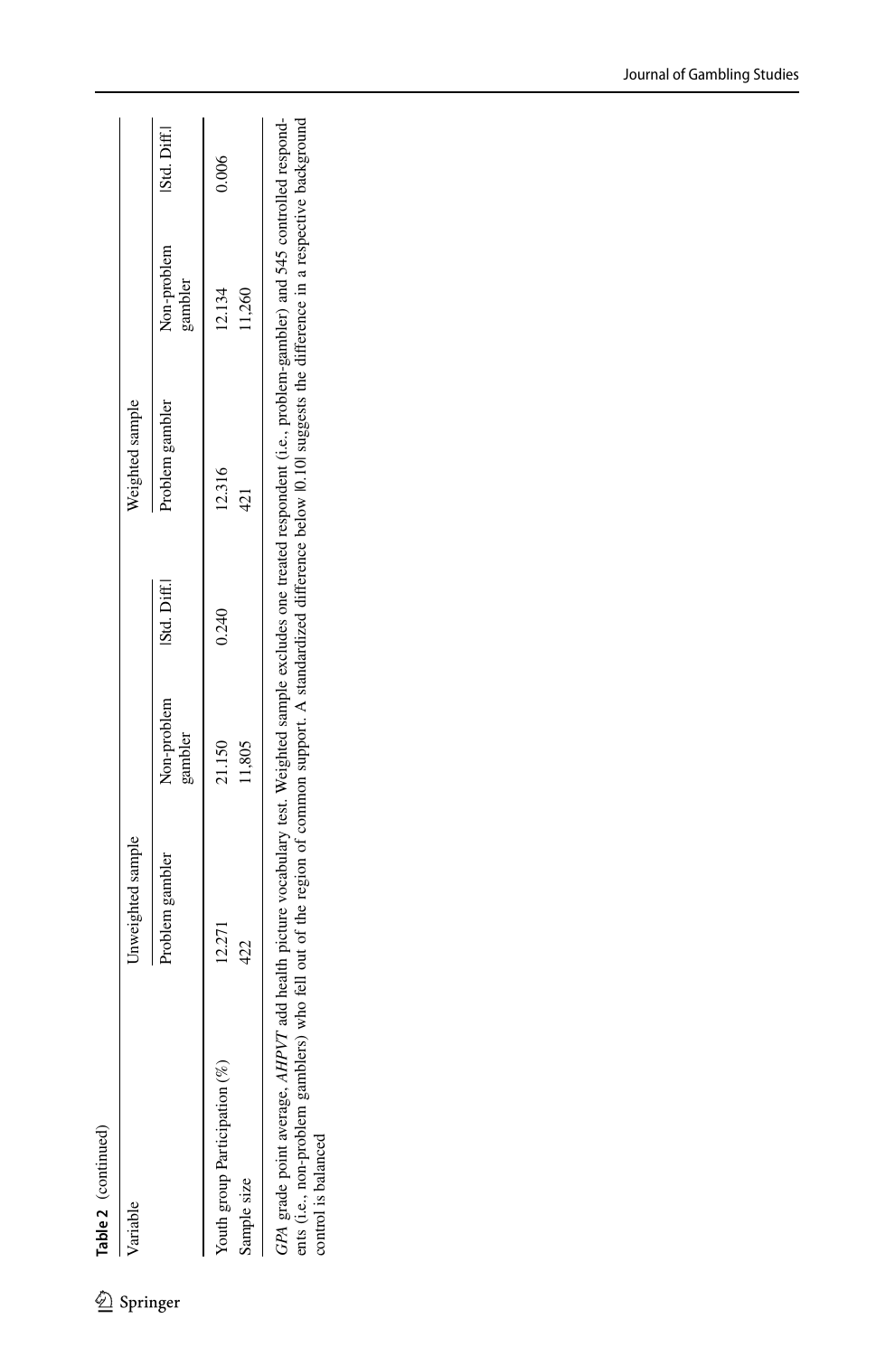**Table 2** (continued)

| Variable | Unweighted sample | | | Weighted sample | | |
|---|---|---|---|---|---|---|
| | Problem gambler | Non-problem gambler | \|Std. Diff.\| | Problem gambler | Non-problem gambler | \|Std. Diff.\| |
| Youth group Participation (%) | 12.271 | 21.150 | 0.240 | 12.316 | 12.134 | 0.006 |
| Sample size | 422 | 11,805 | | 421 | 11,260 | |

*GPA* grade point average, *AHPVT* add health picture vocabulary test. Weighted sample excludes one treated respondent (i.e., problem-gambler) and 545 controlled respondents (i.e., non-problem gamblers) who fell out of the region of common support. A standardized difference below |0.10| suggests the difference in a respective background control is balanced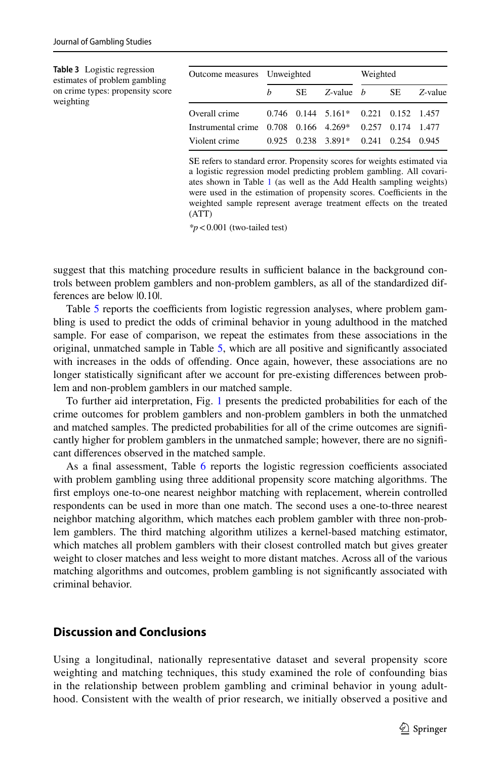**Table 3** Logistic regression estimates of problem gambling on crime types: propensity score weighting

| Outcome measures | Unweighted | | | Weighted | | |
|---|---|---|---|---|---|---|
| | *b* | SE | *Z*-value | *b* | SE | *Z*-value |
| Overall crime | 0.746 | 0.144 | 5.161* | 0.221 | 0.152 | 1.457 |
| Instrumental crime | 0.708 | 0.166 | 4.269* | 0.257 | 0.174 | 1.477 |
| Violent crime | 0.925 | 0.238 | 3.891* | 0.241 | 0.254 | 0.945 |

SE refers to standard error. Propensity scores for weights estimated via a logistic regression model predicting problem gambling. All covariates shown in Table 1 (as well as the Add Health sampling weights) were used in the estimation of propensity scores. Coefficients in the weighted sample represent average treatment effects on the treated (ATT)

*$p < 0.001$ (two-tailed test)

suggest that this matching procedure results in sufficient balance in the background controls between problem gamblers and non-problem gamblers, as all of the standardized differences are below |0.10|.

Table 5 reports the coefficients from logistic regression analyses, where problem gambling is used to predict the odds of criminal behavior in young adulthood in the matched sample. For ease of comparison, we repeat the estimates from these associations in the original, unmatched sample in Table 5, which are all positive and significantly associated with increases in the odds of offending. Once again, however, these associations are no longer statistically significant after we account for pre-existing differences between problem and non-problem gamblers in our matched sample.

To further aid interpretation, Fig. 1 presents the predicted probabilities for each of the crime outcomes for problem gamblers and non-problem gamblers in both the unmatched and matched samples. The predicted probabilities for all of the crime outcomes are significantly higher for problem gamblers in the unmatched sample; however, there are no significant differences observed in the matched sample.

As a final assessment, Table 6 reports the logistic regression coefficients associated with problem gambling using three additional propensity score matching algorithms. The first employs one-to-one nearest neighbor matching with replacement, wherein controlled respondents can be used in more than one match. The second uses a one-to-three nearest neighbor matching algorithm, which matches each problem gambler with three non-problem gamblers. The third matching algorithm utilizes a kernel-based matching estimator, which matches all problem gamblers with their closest controlled match but gives greater weight to closer matches and less weight to more distant matches. Across all of the various matching algorithms and outcomes, problem gambling is not significantly associated with criminal behavior.

## Discussion and Conclusions

Using a longitudinal, nationally representative dataset and several propensity score weighting and matching techniques, this study examined the role of confounding bias in the relationship between problem gambling and criminal behavior in young adulthood. Consistent with the wealth of prior research, we initially observed a positive and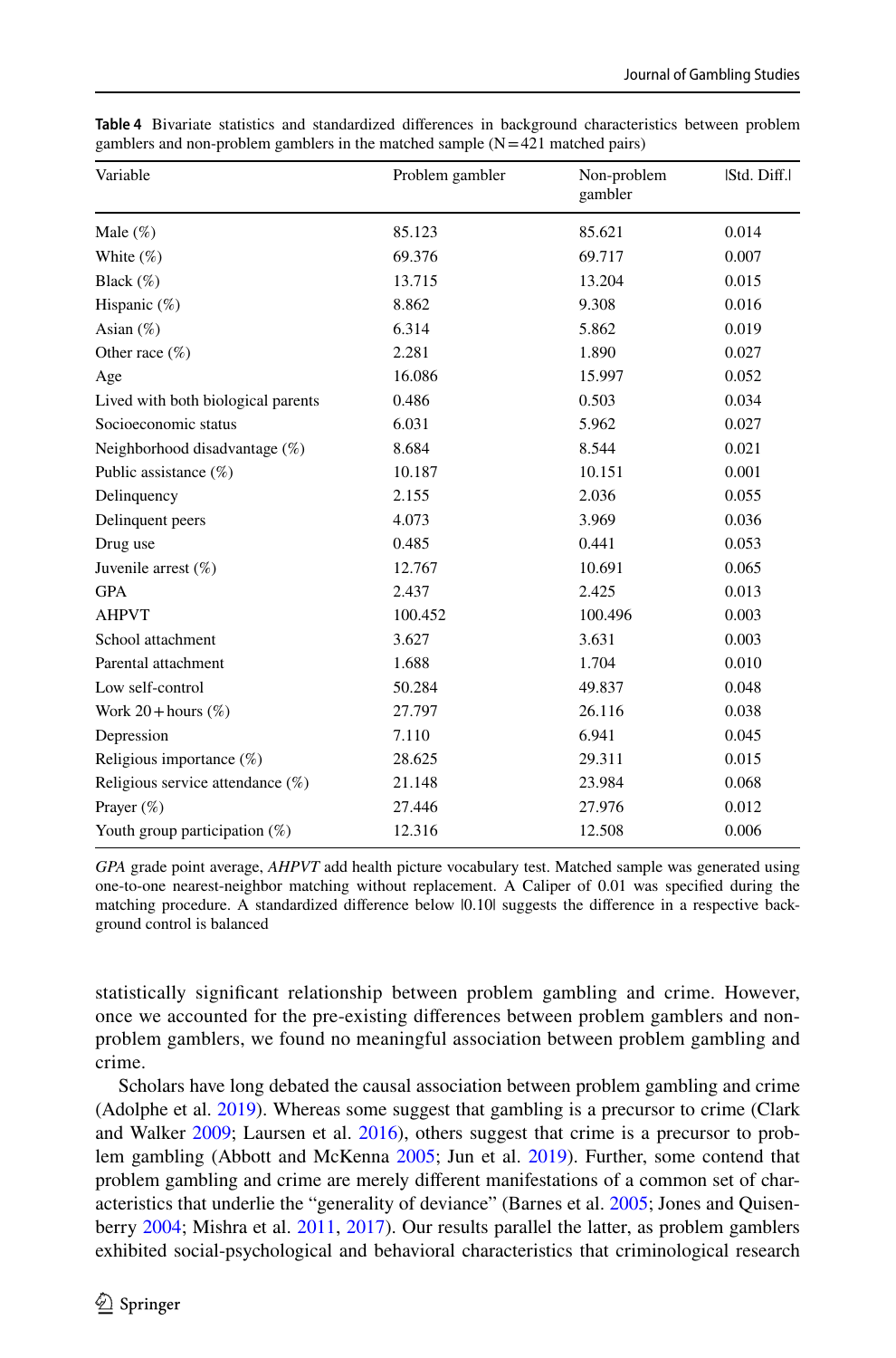**Table 4** Bivariate statistics and standardized differences in background characteristics between problem gamblers and non-problem gamblers in the matched sample (N = 421 matched pairs)

| Variable | Problem gambler | Non-problem gambler | \|Std. Diff.\| |
|---|---|---|---|
| Male (%) | 85.123 | 85.621 | 0.014 |
| White (%) | 69.376 | 69.717 | 0.007 |
| Black (%) | 13.715 | 13.204 | 0.015 |
| Hispanic (%) | 8.862 | 9.308 | 0.016 |
| Asian (%) | 6.314 | 5.862 | 0.019 |
| Other race (%) | 2.281 | 1.890 | 0.027 |
| Age | 16.086 | 15.997 | 0.052 |
| Lived with both biological parents | 0.486 | 0.503 | 0.034 |
| Socioeconomic status | 6.031 | 5.962 | 0.027 |
| Neighborhood disadvantage (%) | 8.684 | 8.544 | 0.021 |
| Public assistance (%) | 10.187 | 10.151 | 0.001 |
| Delinquency | 2.155 | 2.036 | 0.055 |
| Delinquent peers | 4.073 | 3.969 | 0.036 |
| Drug use | 0.485 | 0.441 | 0.053 |
| Juvenile arrest (%) | 12.767 | 10.691 | 0.065 |
| GPA | 2.437 | 2.425 | 0.013 |
| AHPVT | 100.452 | 100.496 | 0.003 |
| School attachment | 3.627 | 3.631 | 0.003 |
| Parental attachment | 1.688 | 1.704 | 0.010 |
| Low self-control | 50.284 | 49.837 | 0.048 |
| Work 20+ hours (%) | 27.797 | 26.116 | 0.038 |
| Depression | 7.110 | 6.941 | 0.045 |
| Religious importance (%) | 28.625 | 29.311 | 0.015 |
| Religious service attendance (%) | 21.148 | 23.984 | 0.068 |
| Prayer (%) | 27.446 | 27.976 | 0.012 |
| Youth group participation (%) | 12.316 | 12.508 | 0.006 |

*GPA* grade point average, *AHPVT* add health picture vocabulary test. Matched sample was generated using one-to-one nearest-neighbor matching without replacement. A Caliper of 0.01 was specified during the matching procedure. A standardized difference below |0.10| suggests the difference in a respective background control is balanced

statistically significant relationship between problem gambling and crime. However, once we accounted for the pre-existing differences between problem gamblers and non-problem gamblers, we found no meaningful association between problem gambling and crime.

Scholars have long debated the causal association between problem gambling and crime (Adolphe et al. 2019). Whereas some suggest that gambling is a precursor to crime (Clark and Walker 2009; Laursen et al. 2016), others suggest that crime is a precursor to problem gambling (Abbott and McKenna 2005; Jun et al. 2019). Further, some contend that problem gambling and crime are merely different manifestations of a common set of characteristics that underlie the "generality of deviance" (Barnes et al. 2005; Jones and Quisenberry 2004; Mishra et al. 2011, 2017). Our results parallel the latter, as problem gamblers exhibited social-psychological and behavioral characteristics that criminological research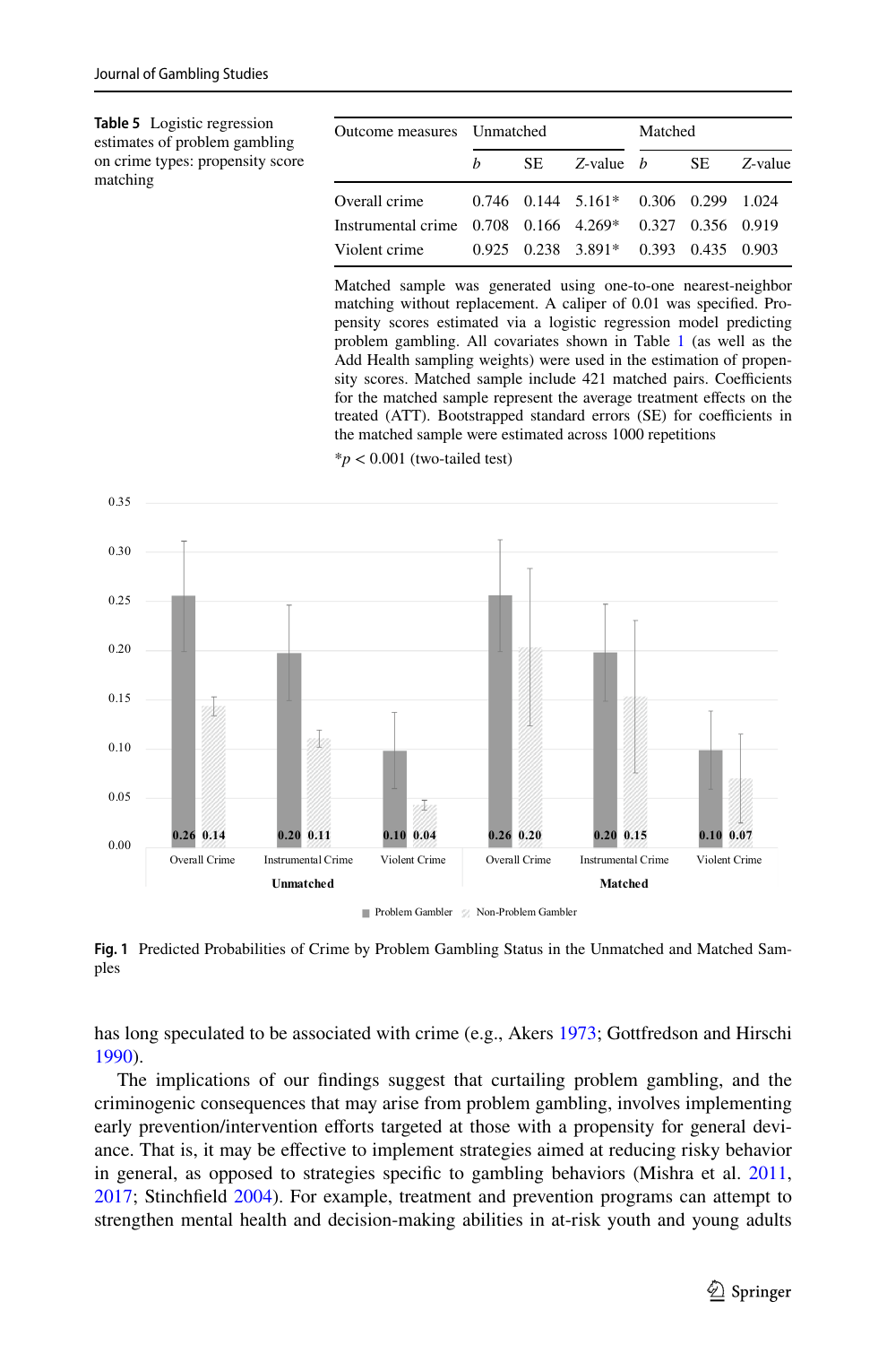**Table 5** Logistic regression estimates of problem gambling on crime types: propensity score matching

| Outcome measures | Unmatched | | | Matched | | |
|---|---|---|---|---|---|---|
| | *b* | SE | *Z*-value | *b* | SE | *Z*-value |
| Overall crime | 0.746 | 0.144 | 5.161* | 0.306 | 0.299 | 1.024 |
| Instrumental crime | 0.708 | 0.166 | 4.269* | 0.327 | 0.356 | 0.919 |
| Violent crime | 0.925 | 0.238 | 3.891* | 0.393 | 0.435 | 0.903 |

Matched sample was generated using one-to-one nearest-neighbor matching without replacement. A caliper of 0.01 was specified. Propensity scores estimated via a logistic regression model predicting problem gambling. All covariates shown in Table 1 (as well as the Add Health sampling weights) were used in the estimation of propensity scores. Matched sample include 421 matched pairs. Coefficients for the matched sample represent the average treatment effects on the treated (ATT). Bootstrapped standard errors (SE) for coefficients in the matched sample were estimated across 1000 repetitions

*$p < 0.001$ (two-tailed test)

**Fig. 1** Predicted Probabilities of Crime by Problem Gambling Status in the Unmatched and Matched Samples

has long speculated to be associated with crime (e.g., Akers 1973; Gottfredson and Hirschi 1990).

The implications of our findings suggest that curtailing problem gambling, and the criminogenic consequences that may arise from problem gambling, involves implementing early prevention/intervention efforts targeted at those with a propensity for general deviance. That is, it may be effective to implement strategies aimed at reducing risky behavior in general, as opposed to strategies specific to gambling behaviors (Mishra et al. 2011, 2017; Stinchfield 2004). For example, treatment and prevention programs can attempt to strengthen mental health and decision-making abilities in at-risk youth and young adults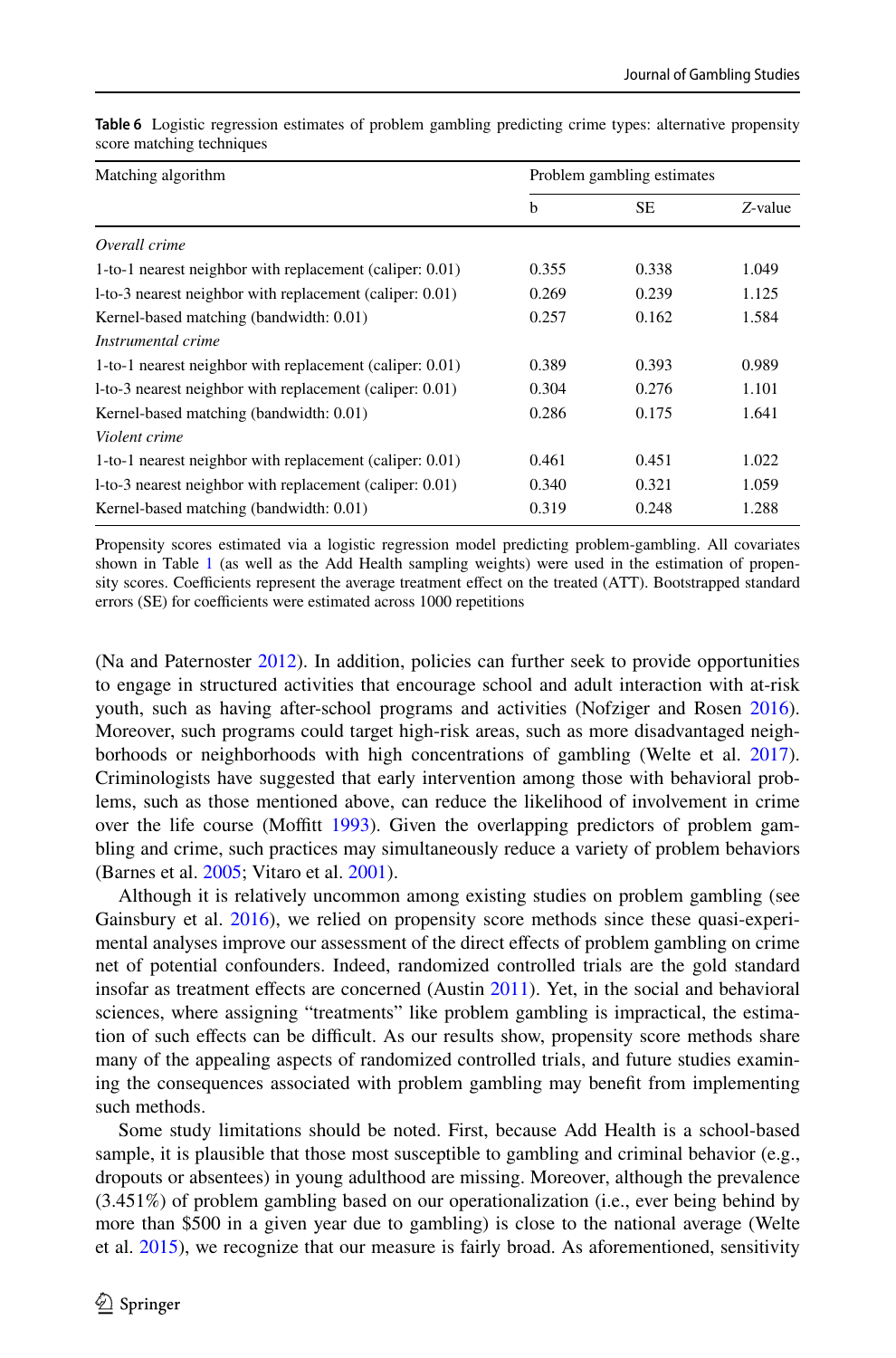**Table 6** Logistic regression estimates of problem gambling predicting crime types: alternative propensity score matching techniques

| Matching algorithm | Problem gambling estimates | | |
|---|---|---|---|
| | b | SE | *Z*-value |
| *Overall crime* | | | |
| 1-to-1 nearest neighbor with replacement (caliper: 0.01) | 0.355 | 0.338 | 1.049 |
| l-to-3 nearest neighbor with replacement (caliper: 0.01) | 0.269 | 0.239 | 1.125 |
| Kernel-based matching (bandwidth: 0.01) | 0.257 | 0.162 | 1.584 |
| *Instrumental crime* | | | |
| 1-to-1 nearest neighbor with replacement (caliper: 0.01) | 0.389 | 0.393 | 0.989 |
| l-to-3 nearest neighbor with replacement (caliper: 0.01) | 0.304 | 0.276 | 1.101 |
| Kernel-based matching (bandwidth: 0.01) | 0.286 | 0.175 | 1.641 |
| *Violent crime* | | | |
| 1-to-1 nearest neighbor with replacement (caliper: 0.01) | 0.461 | 0.451 | 1.022 |
| l-to-3 nearest neighbor with replacement (caliper: 0.01) | 0.340 | 0.321 | 1.059 |
| Kernel-based matching (bandwidth: 0.01) | 0.319 | 0.248 | 1.288 |

Propensity scores estimated via a logistic regression model predicting problem-gambling. All covariates shown in Table 1 (as well as the Add Health sampling weights) were used in the estimation of propensity scores. Coefficients represent the average treatment effect on the treated (ATT). Bootstrapped standard errors (SE) for coefficients were estimated across 1000 repetitions

(Na and Paternoster 2012). In addition, policies can further seek to provide opportunities to engage in structured activities that encourage school and adult interaction with at-risk youth, such as having after-school programs and activities (Nofziger and Rosen 2016). Moreover, such programs could target high-risk areas, such as more disadvantaged neighborhoods or neighborhoods with high concentrations of gambling (Welte et al. 2017). Criminologists have suggested that early intervention among those with behavioral problems, such as those mentioned above, can reduce the likelihood of involvement in crime over the life course (Moffitt 1993). Given the overlapping predictors of problem gambling and crime, such practices may simultaneously reduce a variety of problem behaviors (Barnes et al. 2005; Vitaro et al. 2001).

Although it is relatively uncommon among existing studies on problem gambling (see Gainsbury et al. 2016), we relied on propensity score methods since these quasi-experimental analyses improve our assessment of the direct effects of problem gambling on crime net of potential confounders. Indeed, randomized controlled trials are the gold standard insofar as treatment effects are concerned (Austin 2011). Yet, in the social and behavioral sciences, where assigning "treatments" like problem gambling is impractical, the estimation of such effects can be difficult. As our results show, propensity score methods share many of the appealing aspects of randomized controlled trials, and future studies examining the consequences associated with problem gambling may benefit from implementing such methods.

Some study limitations should be noted. First, because Add Health is a school-based sample, it is plausible that those most susceptible to gambling and criminal behavior (e.g., dropouts or absentees) in young adulthood are missing. Moreover, although the prevalence (3.451%) of problem gambling based on our operationalization (i.e., ever being behind by more than $500 in a given year due to gambling) is close to the national average (Welte et al. 2015), we recognize that our measure is fairly broad. As aforementioned, sensitivity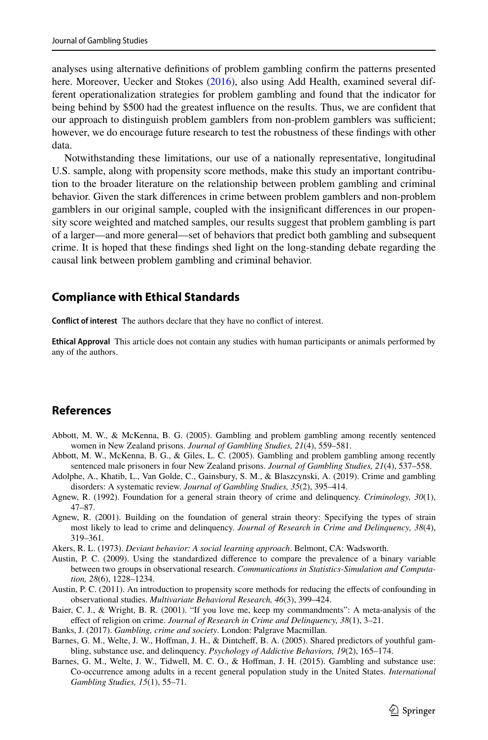analyses using alternative definitions of problem gambling confirm the patterns presented here. Moreover, Uecker and Stokes (2016), also using Add Health, examined several different operationalization strategies for problem gambling and found that the indicator for being behind by $500 had the greatest influence on the results. Thus, we are confident that our approach to distinguish problem gamblers from non-problem gamblers was sufficient; however, we do encourage future research to test the robustness of these findings with other data.

Notwithstanding these limitations, our use of a nationally representative, longitudinal U.S. sample, along with propensity score methods, make this study an important contribution to the broader literature on the relationship between problem gambling and criminal behavior. Given the stark differences in crime between problem gamblers and non-problem gamblers in our original sample, coupled with the insignificant differences in our propensity score weighted and matched samples, our results suggest that problem gambling is part of a larger—and more general—set of behaviors that predict both gambling and subsequent crime. It is hoped that these findings shed light on the long-standing debate regarding the causal link between problem gambling and criminal behavior.

## Compliance with Ethical Standards

**Conflict of interest** The authors declare that they have no conflict of interest.

**Ethical Approval** This article does not contain any studies with human participants or animals performed by any of the authors.

## References

Abbott, M. W., & McKenna, B. G. (2005). Gambling and problem gambling among recently sentenced women in New Zealand prisons. *Journal of Gambling Studies, 21*(4), 559–581.

Abbott, M. W., McKenna, B. G., & Giles, L. C. (2005). Gambling and problem gambling among recently sentenced male prisoners in four New Zealand prisons. *Journal of Gambling Studies, 21*(4), 537–558.

Adolphe, A., Khatib, L., Van Golde, C., Gainsbury, S. M., & Blaszcynski, A. (2019). Crime and gambling disorders: A systematic review. *Journal of Gambling Studies, 35*(2), 395–414.

Agnew, R. (1992). Foundation for a general strain theory of crime and delinquency. *Criminology, 30*(1), 47–87.

Agnew, R. (2001). Building on the foundation of general strain theory: Specifying the types of strain most likely to lead to crime and delinquency. *Journal of Research in Crime and Delinquency, 38*(4), 319–361.

Akers, R. L. (1973). *Deviant behavior: A social learning approach*. Belmont, CA: Wadsworth.

Austin, P. C. (2009). Using the standardized difference to compare the prevalence of a binary variable between two groups in observational research. *Communications in Statistics-Simulation and Computation, 28*(6), 1228–1234.

Austin, P. C. (2011). An introduction to propensity score methods for reducing the effects of confounding in observational studies. *Multivariate Behavioral Research, 46*(3), 399–424.

Baier, C. J., & Wright, B. R. (2001). "If you love me, keep my commandments": A meta-analysis of the effect of religion on crime. *Journal of Research in Crime and Delinquency, 38*(1), 3–21.

Banks, J. (2017). *Gambling, crime and society*. London: Palgrave Macmillan.

Barnes, G. M., Welte, J. W., Hoffman, J. H., & Dintcheff, B. A. (2005). Shared predictors of youthful gambling, substance use, and delinquency. *Psychology of Addictive Behaviors, 19*(2), 165–174.

Barnes, G. M., Welte, J. W., Tidwell, M. C. O., & Hoffman, J. H. (2015). Gambling and substance use: Co-occurrence among adults in a recent general population study in the United States. *International Gambling Studies, 15*(1), 55–71.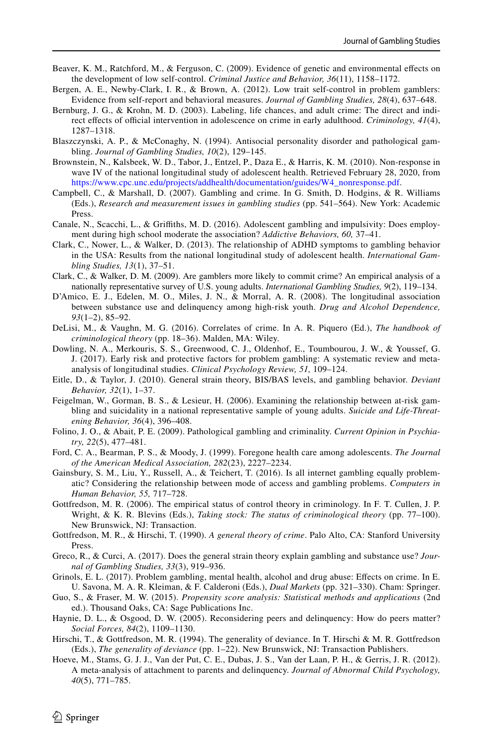Beaver, K. M., Ratchford, M., & Ferguson, C. (2009). Evidence of genetic and environmental effects on the development of low self-control. *Criminal Justice and Behavior, 36*(11), 1158–1172.

Bergen, A. E., Newby-Clark, I. R., & Brown, A. (2012). Low trait self-control in problem gamblers: Evidence from self-report and behavioral measures. *Journal of Gambling Studies, 28*(4), 637–648.

Bernburg, J. G., & Krohn, M. D. (2003). Labeling, life chances, and adult crime: The direct and indirect effects of official intervention in adolescence on crime in early adulthood. *Criminology, 41*(4), 1287–1318.

Blaszczynski, A. P., & McConaghy, N. (1994). Antisocial personality disorder and pathological gambling. *Journal of Gambling Studies, 10*(2), 129–145.

Brownstein, N., Kalsbeek, W. D., Tabor, J., Entzel, P., Daza E., & Harris, K. M. (2010). Non-response in wave IV of the national longitudinal study of adolescent health. Retrieved February 28, 2020, from https://www.cpc.unc.edu/projects/addhealth/documentation/guides/W4_nonresponse.pdf.

Campbell, C., & Marshall, D. (2007). Gambling and crime. In G. Smith, D. Hodgins, & R. Williams (Eds.), *Research and measurement issues in gambling studies* (pp. 541–564). New York: Academic Press.

Canale, N., Scacchi, L., & Griffiths, M. D. (2016). Adolescent gambling and impulsivity: Does employment during high school moderate the association? *Addictive Behaviors, 60,* 37–41.

Clark, C., Nower, L., & Walker, D. (2013). The relationship of ADHD symptoms to gambling behavior in the USA: Results from the national longitudinal study of adolescent health. *International Gambling Studies, 13*(1), 37–51.

Clark, C., & Walker, D. M. (2009). Are gamblers more likely to commit crime? An empirical analysis of a nationally representative survey of U.S. young adults. *International Gambling Studies, 9*(2), 119–134.

D'Amico, E. J., Edelen, M. O., Miles, J. N., & Morral, A. R. (2008). The longitudinal association between substance use and delinquency among high-risk youth. *Drug and Alcohol Dependence, 93*(1–2), 85–92.

DeLisi, M., & Vaughn, M. G. (2016). Correlates of crime. In A. R. Piquero (Ed.), *The handbook of criminological theory* (pp. 18–36). Malden, MA: Wiley.

Dowling, N. A., Merkouris, S. S., Greenwood, C. J., Oldenhof, E., Toumbourou, J. W., & Youssef, G. J. (2017). Early risk and protective factors for problem gambling: A systematic review and meta-analysis of longitudinal studies. *Clinical Psychology Review, 51,* 109–124.

Eitle, D., & Taylor, J. (2010). General strain theory, BIS/BAS levels, and gambling behavior. *Deviant Behavior, 32*(1), 1–37.

Feigelman, W., Gorman, B. S., & Lesieur, H. (2006). Examining the relationship between at-risk gambling and suicidality in a national representative sample of young adults. *Suicide and Life-Threatening Behavior, 36*(4), 396–408.

Folino, J. O., & Abait, P. E. (2009). Pathological gambling and criminality. *Current Opinion in Psychiatry, 22*(5), 477–481.

Ford, C. A., Bearman, P. S., & Moody, J. (1999). Foregone health care among adolescents. *The Journal of the American Medical Association, 282*(23), 2227–2234.

Gainsbury, S. M., Liu, Y., Russell, A., & Teichert, T. (2016). Is all internet gambling equally problematic? Considering the relationship between mode of access and gambling problems. *Computers in Human Behavior, 55,* 717–728.

Gottfredson, M. R. (2006). The empirical status of control theory in criminology. In F. T. Cullen, J. P. Wright, & K. R. Blevins (Eds.), *Taking stock: The status of criminological theory* (pp. 77–100). New Brunswick, NJ: Transaction.

Gottfredson, M. R., & Hirschi, T. (1990). *A general theory of crime*. Palo Alto, CA: Stanford University Press.

Greco, R., & Curci, A. (2017). Does the general strain theory explain gambling and substance use? *Journal of Gambling Studies, 33*(3), 919–936.

Grinols, E. L. (2017). Problem gambling, mental health, alcohol and drug abuse: Effects on crime. In E. U. Savona, M. A. R. Kleiman, & F. Calderoni (Eds.), *Dual Markets* (pp. 321–330). Cham: Springer.

Guo, S., & Fraser, M. W. (2015). *Propensity score analysis: Statistical methods and applications* (2nd ed.). Thousand Oaks, CA: Sage Publications Inc.

Haynie, D. L., & Osgood, D. W. (2005). Reconsidering peers and delinquency: How do peers matter? *Social Forces, 84*(2), 1109–1130.

Hirschi, T., & Gottfredson, M. R. (1994). The generality of deviance. In T. Hirschi & M. R. Gottfredson (Eds.), *The generality of deviance* (pp. 1–22). New Brunswick, NJ: Transaction Publishers.

Hoeve, M., Stams, G. J. J., Van der Put, C. E., Dubas, J. S., Van der Laan, P. H., & Gerris, J. R. (2012). A meta-analysis of attachment to parents and delinquency. *Journal of Abnormal Child Psychology, 40*(5), 771–785.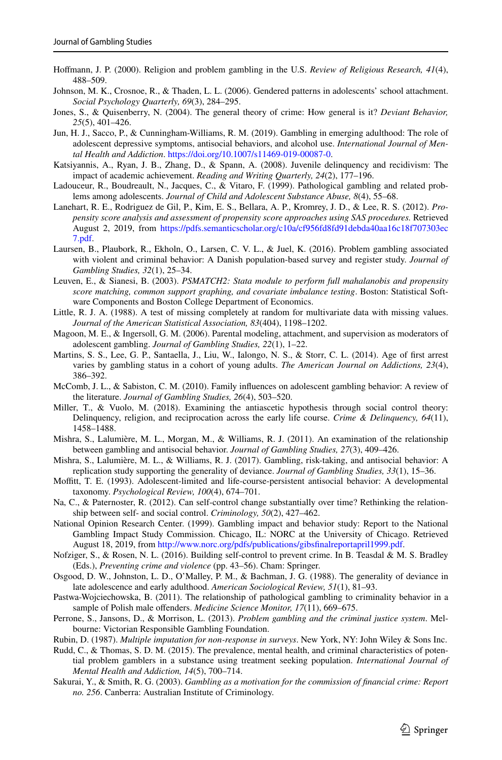Hoffmann, J. P. (2000). Religion and problem gambling in the U.S. *Review of Religious Research, 41*(4), 488–509.

Johnson, M. K., Crosnoe, R., & Thaden, L. L. (2006). Gendered patterns in adolescents' school attachment. *Social Psychology Quarterly, 69*(3), 284–295.

Jones, S., & Quisenberry, N. (2004). The general theory of crime: How general is it? *Deviant Behavior, 25*(5), 401–426.

Jun, H. J., Sacco, P., & Cunningham-Williams, R. M. (2019). Gambling in emerging adulthood: The role of adolescent depressive symptoms, antisocial behaviors, and alcohol use. *International Journal of Mental Health and Addiction*. https://doi.org/10.1007/s11469-019-00087-0.

Katsiyannis, A., Ryan, J. B., Zhang, D., & Spann, A. (2008). Juvenile delinquency and recidivism: The impact of academic achievement. *Reading and Writing Quarterly, 24*(2), 177–196.

Ladouceur, R., Boudreault, N., Jacques, C., & Vitaro, F. (1999). Pathological gambling and related problems among adolescents. *Journal of Child and Adolescent Substance Abuse, 8*(4), 55–68.

Lanehart, R. E., Rodriguez de Gil, P., Kim, E. S., Bellara, A. P., Kromrey, J. D., & Lee, R. S. (2012). *Propensity score analysis and assessment of propensity score approaches using SAS procedures.* Retrieved August 2, 2019, from https://pdfs.semanticscholar.org/c10a/cf956fd8fd91debda40aa16c18f707303ec7.pdf.

Laursen, B., Plaubork, R., Ekholn, O., Larsen, C. V. L., & Juel, K. (2016). Problem gambling associated with violent and criminal behavior: A Danish population-based survey and register study. *Journal of Gambling Studies, 32*(1), 25–34.

Leuven, E., & Sianesi, B. (2003). *PSMATCH2: Stata module to perform full mahalanobis and propensity score matching, common support graphing, and covariate imbalance testing*. Boston: Statistical Software Components and Boston College Department of Economics.

Little, R. J. A. (1988). A test of missing completely at random for multivariate data with missing values. *Journal of the American Statistical Association, 83*(404), 1198–1202.

Magoon, M. E., & Ingersoll, G. M. (2006). Parental modeling, attachment, and supervision as moderators of adolescent gambling. *Journal of Gambling Studies, 22*(1), 1–22.

Martins, S. S., Lee, G. P., Santaella, J., Liu, W., Ialongo, N. S., & Storr, C. L. (2014). Age of first arrest varies by gambling status in a cohort of young adults. *The American Journal on Addictions, 23*(4), 386–392.

McComb, J. L., & Sabiston, C. M. (2010). Family influences on adolescent gambling behavior: A review of the literature. *Journal of Gambling Studies, 26*(4), 503–520.

Miller, T., & Vuolo, M. (2018). Examining the antiascetic hypothesis through social control theory: Delinquency, religion, and reciprocation across the early life course. *Crime & Delinquency, 64*(11), 1458–1488.

Mishra, S., Lalumière, M. L., Morgan, M., & Williams, R. J. (2011). An examination of the relationship between gambling and antisocial behavior. *Journal of Gambling Studies, 27*(3), 409–426.

Mishra, S., Lalumière, M. L., & Williams, R. J. (2017). Gambling, risk-taking, and antisocial behavior: A replication study supporting the generality of deviance. *Journal of Gambling Studies, 33*(1), 15–36.

Moffitt, T. E. (1993). Adolescent-limited and life-course-persistent antisocial behavior: A developmental taxonomy. *Psychological Review, 100*(4), 674–701.

Na, C., & Paternoster, R. (2012). Can self-control change substantially over time? Rethinking the relationship between self- and social control. *Criminology, 50*(2), 427–462.

National Opinion Research Center. (1999). Gambling impact and behavior study: Report to the National Gambling Impact Study Commission. Chicago, IL: NORC at the University of Chicago. Retrieved August 18, 2019, from http://www.norc.org/pdfs/publications/gibsfinalreportapril1999.pdf.

Nofziger, S., & Rosen, N. L. (2016). Building self-control to prevent crime. In B. Teasdal & M. S. Bradley (Eds.), *Preventing crime and violence* (pp. 43–56). Cham: Springer.

Osgood, D. W., Johnston, L. D., O'Malley, P. M., & Bachman, J. G. (1988). The generality of deviance in late adolescence and early adulthood. *American Sociological Review, 51*(1), 81–93.

Pastwa-Wojciechowska, B. (2011). The relationship of pathological gambling to criminality behavior in a sample of Polish male offenders. *Medicine Science Monitor, 17*(11), 669–675.

Perrone, S., Jansons, D., & Morrison, L. (2013). *Problem gambling and the criminal justice system*. Melbourne: Victorian Responsible Gambling Foundation.

Rubin, D. (1987). *Multiple imputation for non-response in surveys*. New York, NY: John Wiley & Sons Inc.

Rudd, C., & Thomas, S. D. M. (2015). The prevalence, mental health, and criminal characteristics of potential problem gamblers in a substance using treatment seeking population. *International Journal of Mental Health and Addiction, 14*(5), 700–714.

Sakurai, Y., & Smith, R. G. (2003). *Gambling as a motivation for the commission of financial crime: Report no. 256*. Canberra: Australian Institute of Criminology.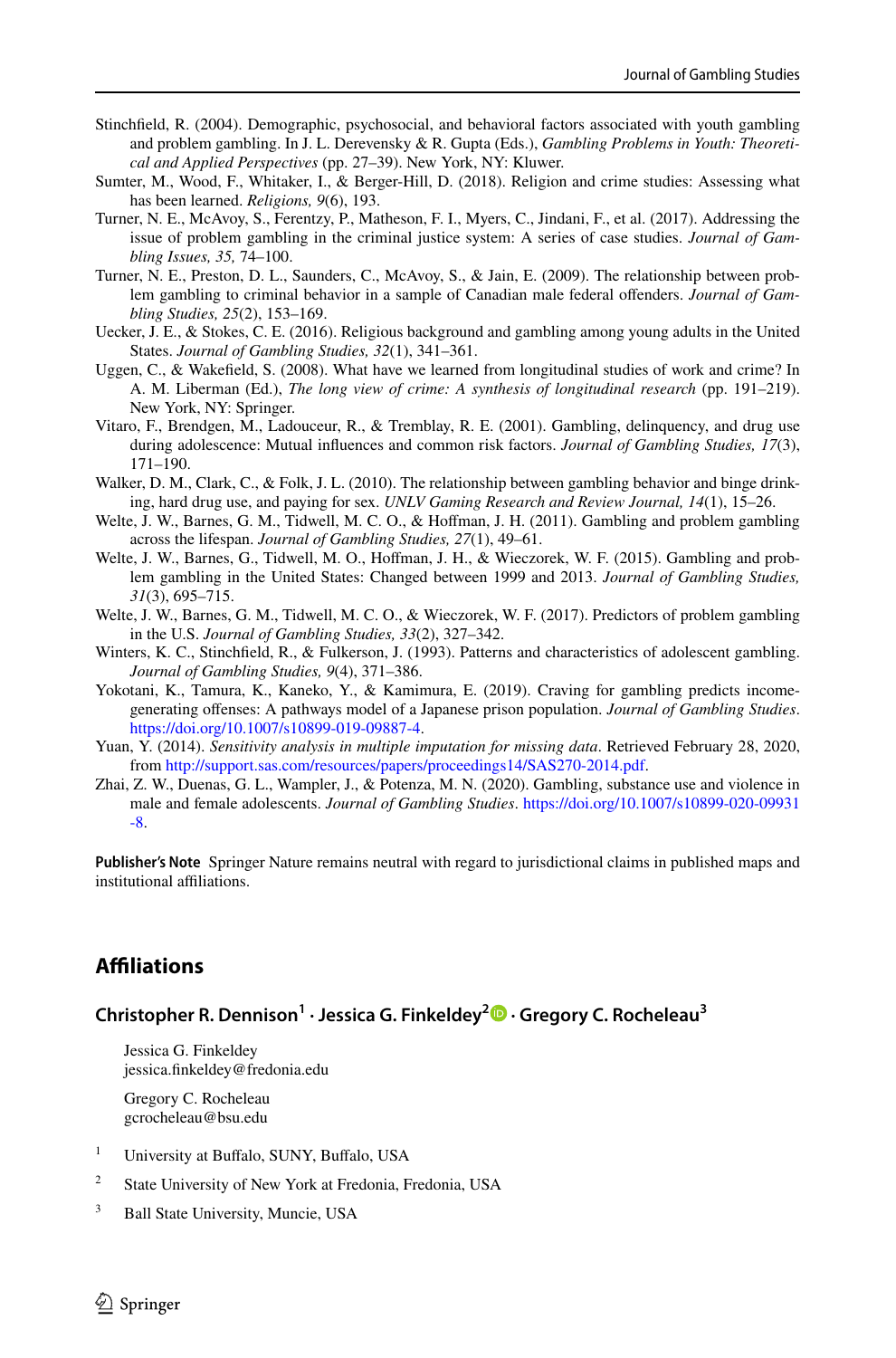Stinchfield, R. (2004). Demographic, psychosocial, and behavioral factors associated with youth gambling and problem gambling. In J. L. Derevensky & R. Gupta (Eds.), *Gambling Problems in Youth: Theoretical and Applied Perspectives* (pp. 27–39). New York, NY: Kluwer.

Sumter, M., Wood, F., Whitaker, I., & Berger-Hill, D. (2018). Religion and crime studies: Assessing what has been learned. *Religions, 9*(6), 193.

Turner, N. E., McAvoy, S., Ferentzy, P., Matheson, F. I., Myers, C., Jindani, F., et al. (2017). Addressing the issue of problem gambling in the criminal justice system: A series of case studies. *Journal of Gambling Issues, 35,* 74–100.

Turner, N. E., Preston, D. L., Saunders, C., McAvoy, S., & Jain, E. (2009). The relationship between problem gambling to criminal behavior in a sample of Canadian male federal offenders. *Journal of Gambling Studies, 25*(2), 153–169.

Uecker, J. E., & Stokes, C. E. (2016). Religious background and gambling among young adults in the United States. *Journal of Gambling Studies, 32*(1), 341–361.

Uggen, C., & Wakefield, S. (2008). What have we learned from longitudinal studies of work and crime? In A. M. Liberman (Ed.), *The long view of crime: A synthesis of longitudinal research* (pp. 191–219). New York, NY: Springer.

Vitaro, F., Brendgen, M., Ladouceur, R., & Tremblay, R. E. (2001). Gambling, delinquency, and drug use during adolescence: Mutual influences and common risk factors. *Journal of Gambling Studies, 17*(3), 171–190.

Walker, D. M., Clark, C., & Folk, J. L. (2010). The relationship between gambling behavior and binge drinking, hard drug use, and paying for sex. *UNLV Gaming Research and Review Journal, 14*(1), 15–26.

Welte, J. W., Barnes, G. M., Tidwell, M. C. O., & Hoffman, J. H. (2011). Gambling and problem gambling across the lifespan. *Journal of Gambling Studies, 27*(1), 49–61.

Welte, J. W., Barnes, G., Tidwell, M. O., Hoffman, J. H., & Wieczorek, W. F. (2015). Gambling and problem gambling in the United States: Changed between 1999 and 2013. *Journal of Gambling Studies, 31*(3), 695–715.

Welte, J. W., Barnes, G. M., Tidwell, M. C. O., & Wieczorek, W. F. (2017). Predictors of problem gambling in the U.S. *Journal of Gambling Studies, 33*(2), 327–342.

Winters, K. C., Stinchfield, R., & Fulkerson, J. (1993). Patterns and characteristics of adolescent gambling. *Journal of Gambling Studies, 9*(4), 371–386.

Yokotani, K., Tamura, K., Kaneko, Y., & Kamimura, E. (2019). Craving for gambling predicts income-generating offenses: A pathways model of a Japanese prison population. *Journal of Gambling Studies*. https://doi.org/10.1007/s10899-019-09887-4.

Yuan, Y. (2014). *Sensitivity analysis in multiple imputation for missing data*. Retrieved February 28, 2020, from http://support.sas.com/resources/papers/proceedings14/SAS270-2014.pdf.

Zhai, Z. W., Duenas, G. L., Wampler, J., & Potenza, M. N. (2020). Gambling, substance use and violence in male and female adolescents. *Journal of Gambling Studies*. https://doi.org/10.1007/s10899-020-09931-8.

**Publisher's Note** Springer Nature remains neutral with regard to jurisdictional claims in published maps and institutional affiliations.

## Affiliations

**Christopher R. Dennison[1] · Jessica G. Finkeldey[2] · Gregory C. Rocheleau[3]**

Jessica G. Finkeldey
jessica.finkeldey@fredonia.edu

Gregory C. Rocheleau
gcrocheleau@bsu.edu

[1] University at Buffalo, SUNY, Buffalo, USA

[2] State University of New York at Fredonia, Fredonia, USA

[3] Ball State University, Muncie, USA